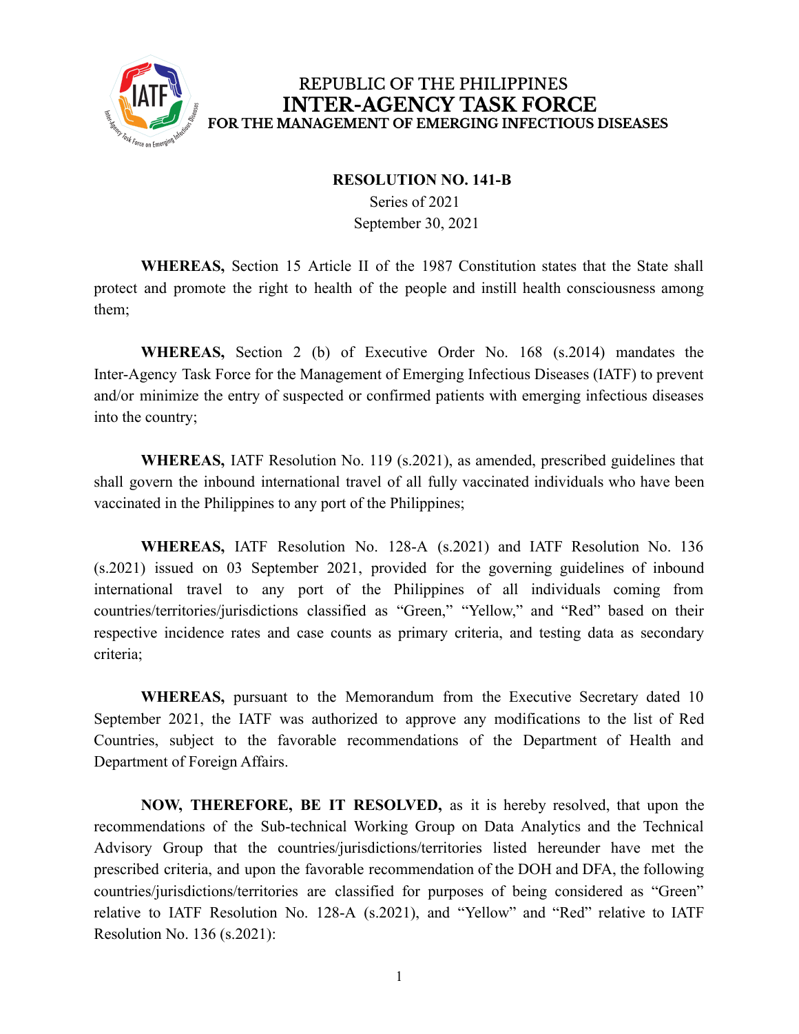REPUBLIC OF THE PHILIPPINES
**INTER-AGENCY TASK FORCE**
**FOR THE MANAGEMENT OF EMERGING INFECTIOUS DISEASES**

**RESOLUTION NO. 141-B**
Series of 2021
September 30, 2021

**WHEREAS,** Section 15 Article II of the 1987 Constitution states that the State shall protect and promote the right to health of the people and instill health consciousness among them;

**WHEREAS,** Section 2 (b) of Executive Order No. 168 (s.2014) mandates the Inter-Agency Task Force for the Management of Emerging Infectious Diseases (IATF) to prevent and/or minimize the entry of suspected or confirmed patients with emerging infectious diseases into the country;

**WHEREAS,** IATF Resolution No. 119 (s.2021), as amended, prescribed guidelines that shall govern the inbound international travel of all fully vaccinated individuals who have been vaccinated in the Philippines to any port of the Philippines;

**WHEREAS,** IATF Resolution No. 128-A (s.2021) and IATF Resolution No. 136 (s.2021) issued on 03 September 2021, provided for the governing guidelines of inbound international travel to any port of the Philippines of all individuals coming from countries/territories/jurisdictions classified as "Green," "Yellow," and "Red" based on their respective incidence rates and case counts as primary criteria, and testing data as secondary criteria;

**WHEREAS,** pursuant to the Memorandum from the Executive Secretary dated 10 September 2021, the IATF was authorized to approve any modifications to the list of Red Countries, subject to the favorable recommendations of the Department of Health and Department of Foreign Affairs.

**NOW, THEREFORE, BE IT RESOLVED,** as it is hereby resolved, that upon the recommendations of the Sub-technical Working Group on Data Analytics and the Technical Advisory Group that the countries/jurisdictions/territories listed hereunder have met the prescribed criteria, and upon the favorable recommendation of the DOH and DFA, the following countries/jurisdictions/territories are classified for purposes of being considered as "Green" relative to IATF Resolution No. 128-A (s.2021), and "Yellow" and "Red" relative to IATF Resolution No. 136 (s.2021):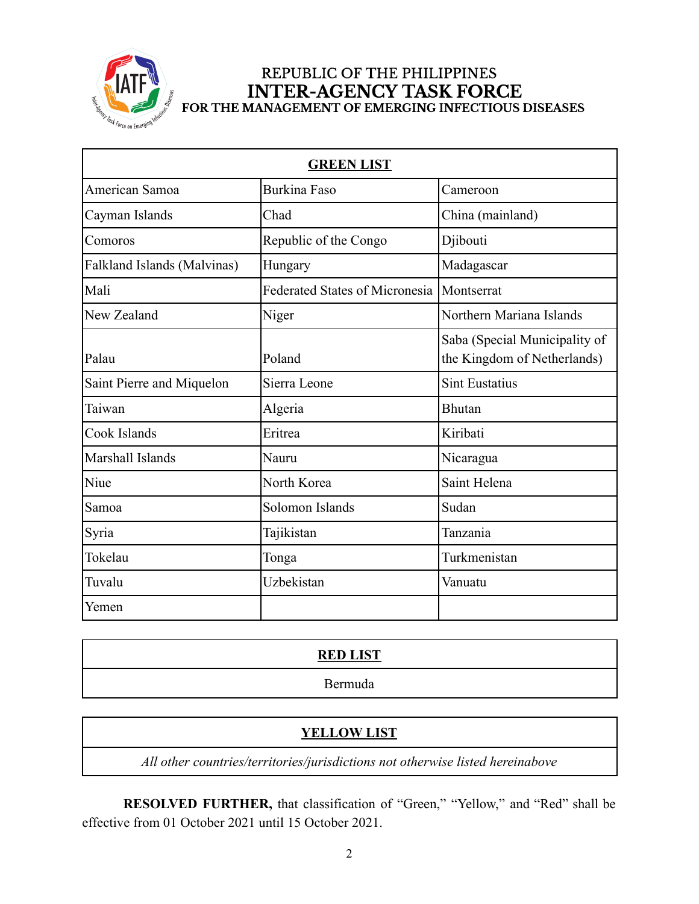REPUBLIC OF THE PHILIPPINES
**INTER-AGENCY TASK FORCE**
**FOR THE MANAGEMENT OF EMERGING INFECTIOUS DISEASES**

| **GREEN LIST** | | |
|---|---|---|
| American Samoa | Burkina Faso | Cameroon |
| Cayman Islands | Chad | China (mainland) |
| Comoros | Republic of the Congo | Djibouti |
| Falkland Islands (Malvinas) | Hungary | Madagascar |
| Mali | Federated States of Micronesia | Montserrat |
| New Zealand | Niger | Northern Mariana Islands |
| Palau | Poland | Saba (Special Municipality of the Kingdom of Netherlands) |
| Saint Pierre and Miquelon | Sierra Leone | Sint Eustatius |
| Taiwan | Algeria | Bhutan |
| Cook Islands | Eritrea | Kiribati |
| Marshall Islands | Nauru | Nicaragua |
| Niue | North Korea | Saint Helena |
| Samoa | Solomon Islands | Sudan |
| Syria | Tajikistan | Tanzania |
| Tokelau | Tonga | Turkmenistan |
| Tuvalu | Uzbekistan | Vanuatu |
| Yemen | | |

| **RED LIST** |
|---|
| Bermuda |

| **YELLOW LIST** |
|---|
| *All other countries/territories/jurisdictions not otherwise listed hereinabove* |

**RESOLVED FURTHER,** that classification of "Green," "Yellow," and "Red" shall be effective from 01 October 2021 until 15 October 2021.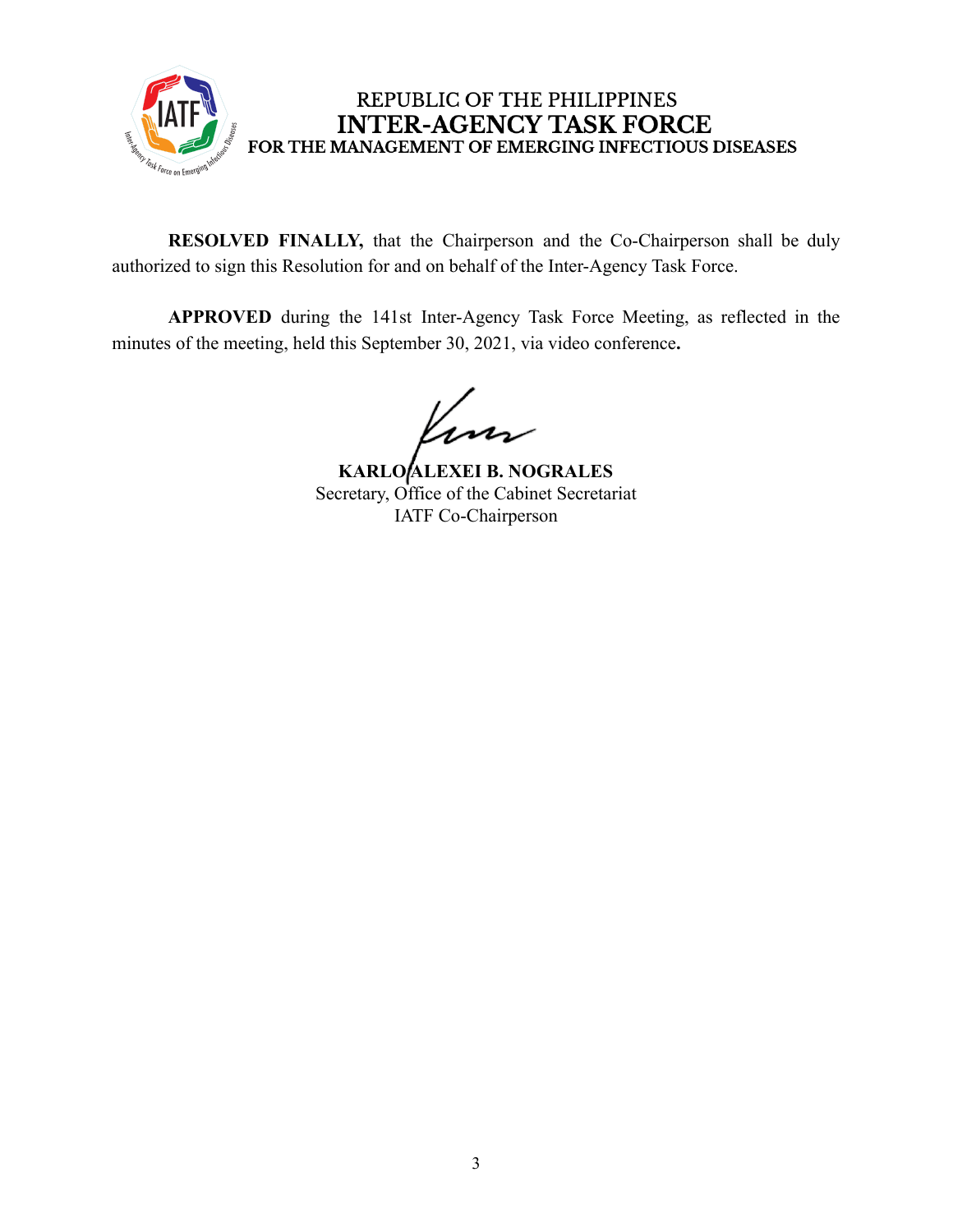**RESOLVED FINALLY,** that the Chairperson and the Co-Chairperson shall be duly authorized to sign this Resolution for and on behalf of the Inter-Agency Task Force.

**APPROVED** during the 141st Inter-Agency Task Force Meeting, as reflected in the minutes of the meeting, held this September 30, 2021, via video conference**.**

**KARLO ALEXEI B. NOGRALES**
Secretary, Office of the Cabinet Secretariat
IATF Co-Chairperson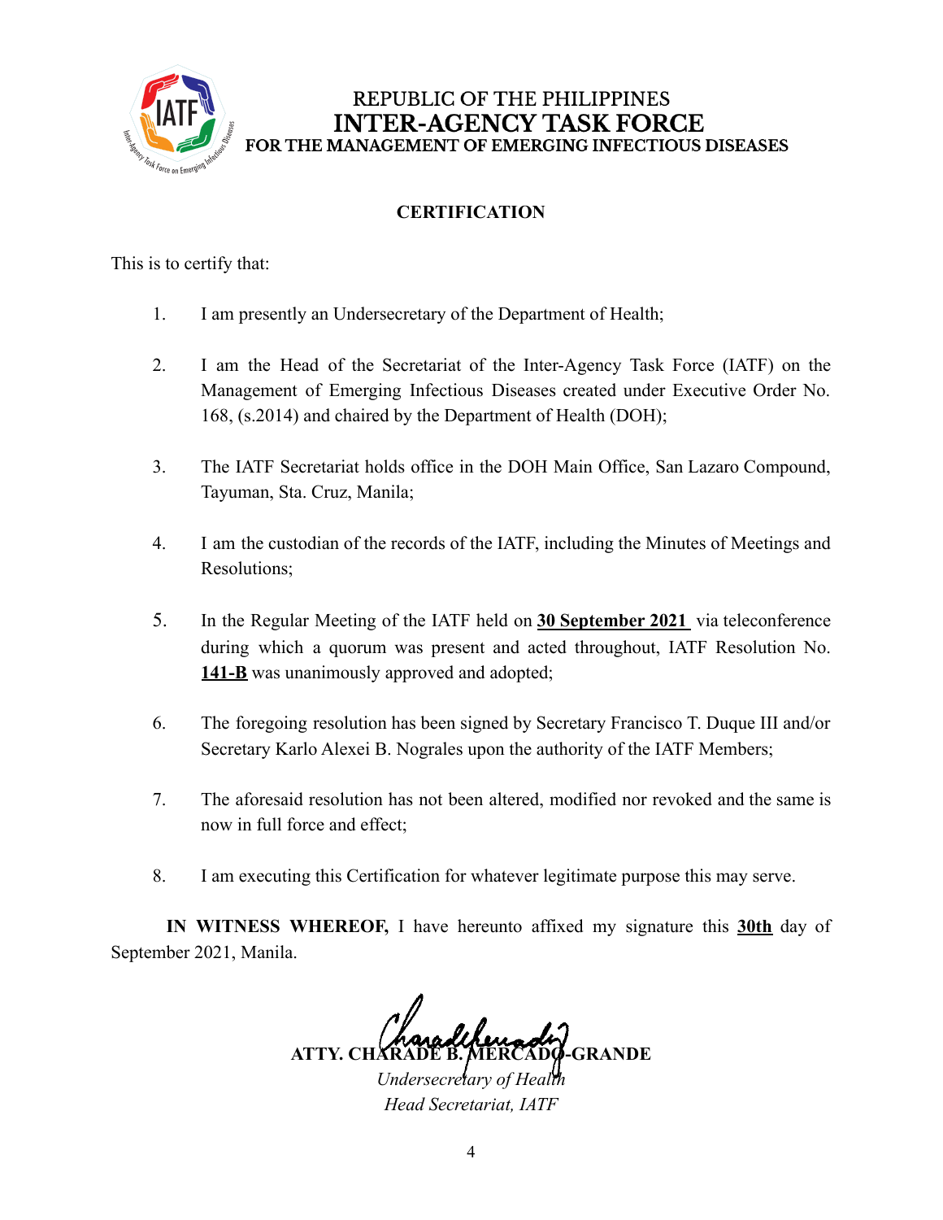REPUBLIC OF THE PHILIPPINES
**INTER-AGENCY TASK FORCE**
**FOR THE MANAGEMENT OF EMERGING INFECTIOUS DISEASES**

## CERTIFICATION

This is to certify that:

1. I am presently an Undersecretary of the Department of Health;

2. I am the Head of the Secretariat of the Inter-Agency Task Force (IATF) on the Management of Emerging Infectious Diseases created under Executive Order No. 168, (s.2014) and chaired by the Department of Health (DOH);

3. The IATF Secretariat holds office in the DOH Main Office, San Lazaro Compound, Tayuman, Sta. Cruz, Manila;

4. I am the custodian of the records of the IATF, including the Minutes of Meetings and Resolutions;

5. In the Regular Meeting of the IATF held on **30 September 2021** via teleconference during which a quorum was present and acted throughout, IATF Resolution No. **141-B** was unanimously approved and adopted;

6. The foregoing resolution has been signed by Secretary Francisco T. Duque III and/or Secretary Karlo Alexei B. Nograles upon the authority of the IATF Members;

7. The aforesaid resolution has not been altered, modified nor revoked and the same is now in full force and effect;

8. I am executing this Certification for whatever legitimate purpose this may serve.

**IN WITNESS WHEREOF,** I have hereunto affixed my signature this **30th** day of September 2021, Manila.

**ATTY. CHARADE B. MERCADO-GRANDE**
*Undersecretary of Health*
*Head Secretariat, IATF*